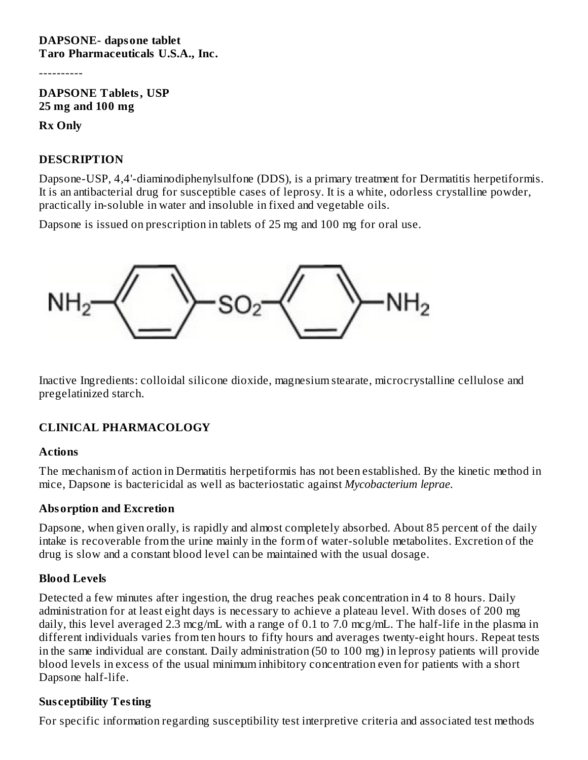**DAPSONE- dapsone tablet**
**Taro Pharmaceuticals U.S.A., Inc.**

----------

**DAPSONE Tablets, USP**
**25 mg and 100 mg**

**Rx Only**

## DESCRIPTION

Dapsone-USP, 4,4'-diaminodiphenylsulfone (DDS), is a primary treatment for Dermatitis herpetiformis. It is an antibacterial drug for susceptible cases of leprosy. It is a white, odorless crystalline powder, practically in-soluble in water and insoluble in fixed and vegetable oils.

Dapsone is issued on prescription in tablets of 25 mg and 100 mg for oral use.

$NH_2$–$C_6H_4$–$SO_2$–$C_6H_4$–$NH_2$

Inactive Ingredients: colloidal silicone dioxide, magnesium stearate, microcrystalline cellulose and pregelatinized starch.

## CLINICAL PHARMACOLOGY

### Actions

The mechanism of action in Dermatitis herpetiformis has not been established. By the kinetic method in mice, Dapsone is bactericidal as well as bacteriostatic against *Mycobacterium leprae.*

### Absorption and Excretion

Dapsone, when given orally, is rapidly and almost completely absorbed. About 85 percent of the daily intake is recoverable from the urine mainly in the form of water-soluble metabolites. Excretion of the drug is slow and a constant blood level can be maintained with the usual dosage.

### Blood Levels

Detected a few minutes after ingestion, the drug reaches peak concentration in 4 to 8 hours. Daily administration for at least eight days is necessary to achieve a plateau level. With doses of 200 mg daily, this level averaged 2.3 mcg/mL with a range of 0.1 to 7.0 mcg/mL. The half-life in the plasma in different individuals varies from ten hours to fifty hours and averages twenty-eight hours. Repeat tests in the same individual are constant. Daily administration (50 to 100 mg) in leprosy patients will provide blood levels in excess of the usual minimum inhibitory concentration even for patients with a short Dapsone half-life.

### Susceptibility Testing

For specific information regarding susceptibility test interpretive criteria and associated test methods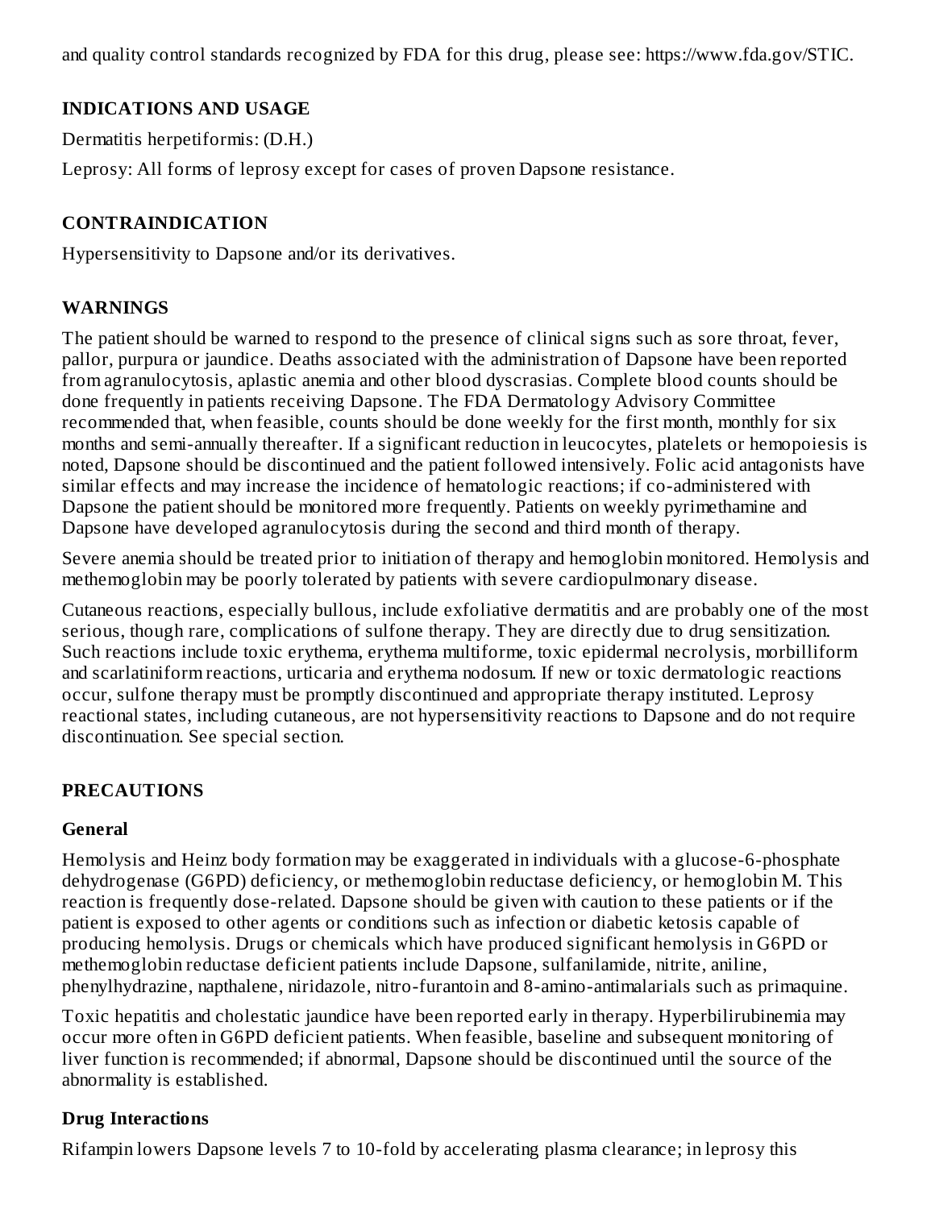and quality control standards recognized by FDA for this drug, please see: https://www.fda.gov/STIC.

## INDICATIONS AND USAGE

Dermatitis herpetiformis: (D.H.)

Leprosy: All forms of leprosy except for cases of proven Dapsone resistance.

## CONTRAINDICATION

Hypersensitivity to Dapsone and/or its derivatives.

## WARNINGS

The patient should be warned to respond to the presence of clinical signs such as sore throat, fever, pallor, purpura or jaundice. Deaths associated with the administration of Dapsone have been reported from agranulocytosis, aplastic anemia and other blood dyscrasias. Complete blood counts should be done frequently in patients receiving Dapsone. The FDA Dermatology Advisory Committee recommended that, when feasible, counts should be done weekly for the first month, monthly for six months and semi-annually thereafter. If a significant reduction in leucocytes, platelets or hemopoiesis is noted, Dapsone should be discontinued and the patient followed intensively. Folic acid antagonists have similar effects and may increase the incidence of hematologic reactions; if co-administered with Dapsone the patient should be monitored more frequently. Patients on weekly pyrimethamine and Dapsone have developed agranulocytosis during the second and third month of therapy.

Severe anemia should be treated prior to initiation of therapy and hemoglobin monitored. Hemolysis and methemoglobin may be poorly tolerated by patients with severe cardiopulmonary disease.

Cutaneous reactions, especially bullous, include exfoliative dermatitis and are probably one of the most serious, though rare, complications of sulfone therapy. They are directly due to drug sensitization. Such reactions include toxic erythema, erythema multiforme, toxic epidermal necrolysis, morbilliform and scarlatiniform reactions, urticaria and erythema nodosum. If new or toxic dermatologic reactions occur, sulfone therapy must be promptly discontinued and appropriate therapy instituted. Leprosy reactional states, including cutaneous, are not hypersensitivity reactions to Dapsone and do not require discontinuation. See special section.

## PRECAUTIONS

### General

Hemolysis and Heinz body formation may be exaggerated in individuals with a glucose-6-phosphate dehydrogenase (G6PD) deficiency, or methemoglobin reductase deficiency, or hemoglobin M. This reaction is frequently dose-related. Dapsone should be given with caution to these patients or if the patient is exposed to other agents or conditions such as infection or diabetic ketosis capable of producing hemolysis. Drugs or chemicals which have produced significant hemolysis in G6PD or methemoglobin reductase deficient patients include Dapsone, sulfanilamide, nitrite, aniline, phenylhydrazine, napthalene, niridazole, nitro-furantoin and 8-amino-antimalarials such as primaquine.

Toxic hepatitis and cholestatic jaundice have been reported early in therapy. Hyperbilirubinemia may occur more often in G6PD deficient patients. When feasible, baseline and subsequent monitoring of liver function is recommended; if abnormal, Dapsone should be discontinued until the source of the abnormality is established.

### Drug Interactions

Rifampin lowers Dapsone levels 7 to 10-fold by accelerating plasma clearance; in leprosy this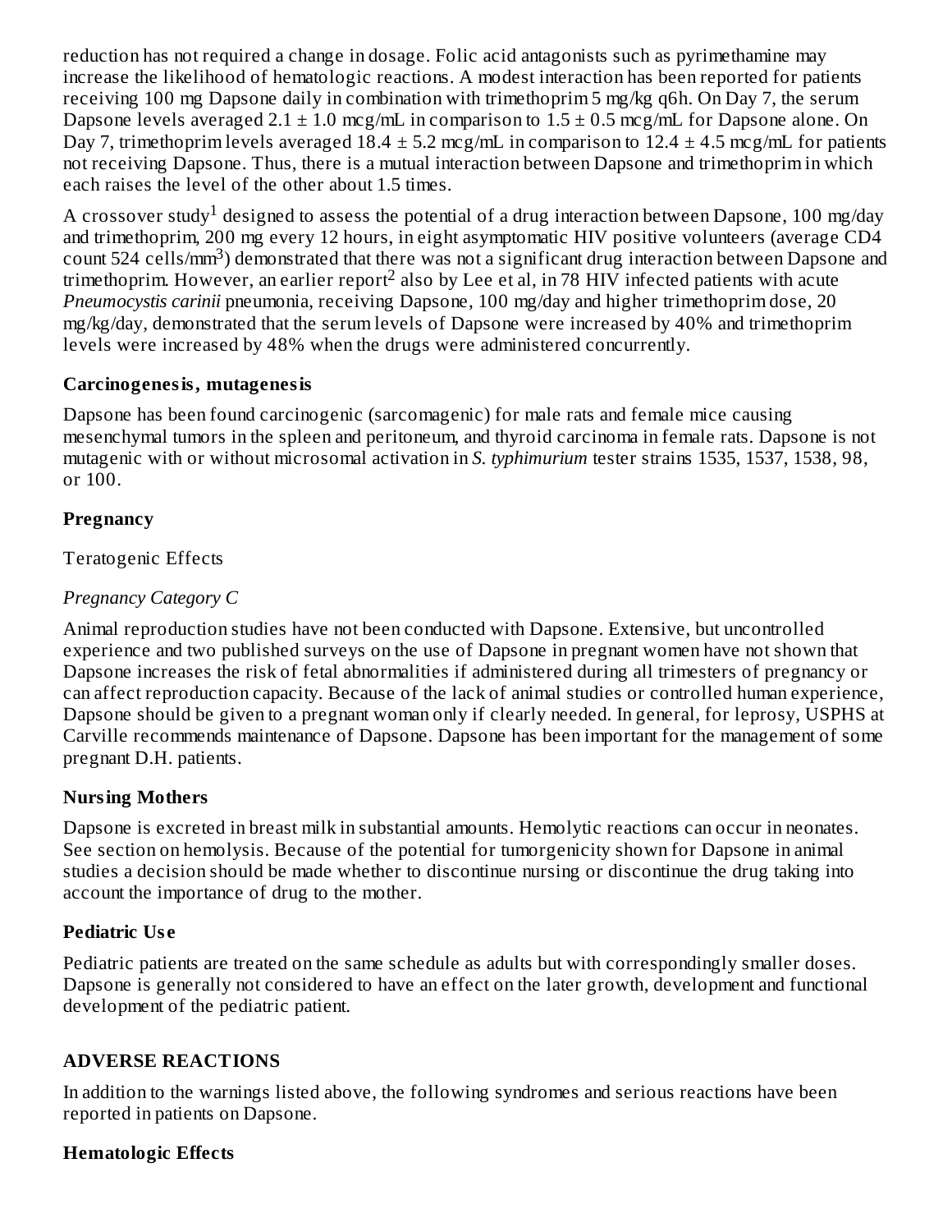reduction has not required a change in dosage. Folic acid antagonists such as pyrimethamine may increase the likelihood of hematologic reactions. A modest interaction has been reported for patients receiving 100 mg Dapsone daily in combination with trimethoprim 5 mg/kg q6h. On Day 7, the serum Dapsone levels averaged 2.1 ± 1.0 mcg/mL in comparison to 1.5 ± 0.5 mcg/mL for Dapsone alone. On Day 7, trimethoprim levels averaged 18.4 ± 5.2 mcg/mL in comparison to 12.4 ± 4.5 mcg/mL for patients not receiving Dapsone. Thus, there is a mutual interaction between Dapsone and trimethoprim in which each raises the level of the other about 1.5 times.

A crossover study[1] designed to assess the potential of a drug interaction between Dapsone, 100 mg/day and trimethoprim, 200 mg every 12 hours, in eight asymptomatic HIV positive volunteers (average CD4 count 524 cells/mm$^3$) demonstrated that there was not a significant drug interaction between Dapsone and trimethoprim. However, an earlier report[2] also by Lee et al, in 78 HIV infected patients with acute *Pneumocystis carinii* pneumonia, receiving Dapsone, 100 mg/day and higher trimethoprim dose, 20 mg/kg/day, demonstrated that the serum levels of Dapsone were increased by 40% and trimethoprim levels were increased by 48% when the drugs were administered concurrently.

### Carcinogenesis, mutagenesis

Dapsone has been found carcinogenic (sarcomagenic) for male rats and female mice causing mesenchymal tumors in the spleen and peritoneum, and thyroid carcinoma in female rats. Dapsone is not mutagenic with or without microsomal activation in *S. typhimurium* tester strains 1535, 1537, 1538, 98, or 100.

### Pregnancy

Teratogenic Effects

*Pregnancy Category C*

Animal reproduction studies have not been conducted with Dapsone. Extensive, but uncontrolled experience and two published surveys on the use of Dapsone in pregnant women have not shown that Dapsone increases the risk of fetal abnormalities if administered during all trimesters of pregnancy or can affect reproduction capacity. Because of the lack of animal studies or controlled human experience, Dapsone should be given to a pregnant woman only if clearly needed. In general, for leprosy, USPHS at Carville recommends maintenance of Dapsone. Dapsone has been important for the management of some pregnant D.H. patients.

### Nursing Mothers

Dapsone is excreted in breast milk in substantial amounts. Hemolytic reactions can occur in neonates. See section on hemolysis. Because of the potential for tumorgenicity shown for Dapsone in animal studies a decision should be made whether to discontinue nursing or discontinue the drug taking into account the importance of drug to the mother.

### Pediatric Use

Pediatric patients are treated on the same schedule as adults but with correspondingly smaller doses. Dapsone is generally not considered to have an effect on the later growth, development and functional development of the pediatric patient.

## ADVERSE REACTIONS

In addition to the warnings listed above, the following syndromes and serious reactions have been reported in patients on Dapsone.

### Hematologic Effects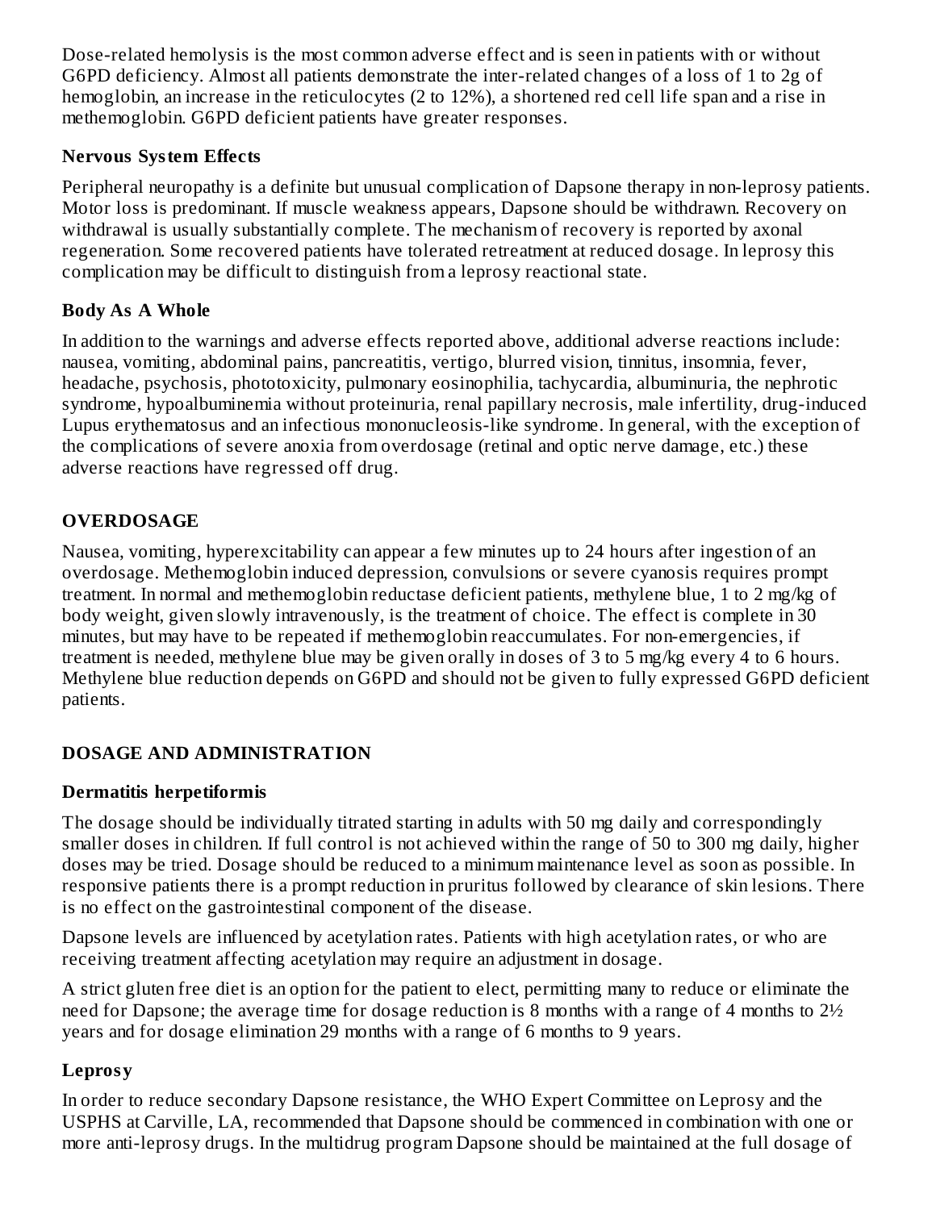Dose-related hemolysis is the most common adverse effect and is seen in patients with or without G6PD deficiency. Almost all patients demonstrate the inter-related changes of a loss of 1 to 2g of hemoglobin, an increase in the reticulocytes (2 to 12%), a shortened red cell life span and a rise in methemoglobin. G6PD deficient patients have greater responses.

### Nervous System Effects

Peripheral neuropathy is a definite but unusual complication of Dapsone therapy in non-leprosy patients. Motor loss is predominant. If muscle weakness appears, Dapsone should be withdrawn. Recovery on withdrawal is usually substantially complete. The mechanism of recovery is reported by axonal regeneration. Some recovered patients have tolerated retreatment at reduced dosage. In leprosy this complication may be difficult to distinguish from a leprosy reactional state.

### Body As A Whole

In addition to the warnings and adverse effects reported above, additional adverse reactions include: nausea, vomiting, abdominal pains, pancreatitis, vertigo, blurred vision, tinnitus, insomnia, fever, headache, psychosis, phototoxicity, pulmonary eosinophilia, tachycardia, albuminuria, the nephrotic syndrome, hypoalbuminemia without proteinuria, renal papillary necrosis, male infertility, drug-induced Lupus erythematosus and an infectious mononucleosis-like syndrome. In general, with the exception of the complications of severe anoxia from overdosage (retinal and optic nerve damage, etc.) these adverse reactions have regressed off drug.

## OVERDOSAGE

Nausea, vomiting, hyperexcitability can appear a few minutes up to 24 hours after ingestion of an overdosage. Methemoglobin induced depression, convulsions or severe cyanosis requires prompt treatment. In normal and methemoglobin reductase deficient patients, methylene blue, 1 to 2 mg/kg of body weight, given slowly intravenously, is the treatment of choice. The effect is complete in 30 minutes, but may have to be repeated if methemoglobin reaccumulates. For non-emergencies, if treatment is needed, methylene blue may be given orally in doses of 3 to 5 mg/kg every 4 to 6 hours. Methylene blue reduction depends on G6PD and should not be given to fully expressed G6PD deficient patients.

## DOSAGE AND ADMINISTRATION

### Dermatitis herpetiformis

The dosage should be individually titrated starting in adults with 50 mg daily and correspondingly smaller doses in children. If full control is not achieved within the range of 50 to 300 mg daily, higher doses may be tried. Dosage should be reduced to a minimum maintenance level as soon as possible. In responsive patients there is a prompt reduction in pruritus followed by clearance of skin lesions. There is no effect on the gastrointestinal component of the disease.

Dapsone levels are influenced by acetylation rates. Patients with high acetylation rates, or who are receiving treatment affecting acetylation may require an adjustment in dosage.

A strict gluten free diet is an option for the patient to elect, permitting many to reduce or eliminate the need for Dapsone; the average time for dosage reduction is 8 months with a range of 4 months to 2½ years and for dosage elimination 29 months with a range of 6 months to 9 years.

### Leprosy

In order to reduce secondary Dapsone resistance, the WHO Expert Committee on Leprosy and the USPHS at Carville, LA, recommended that Dapsone should be commenced in combination with one or more anti-leprosy drugs. In the multidrug program Dapsone should be maintained at the full dosage of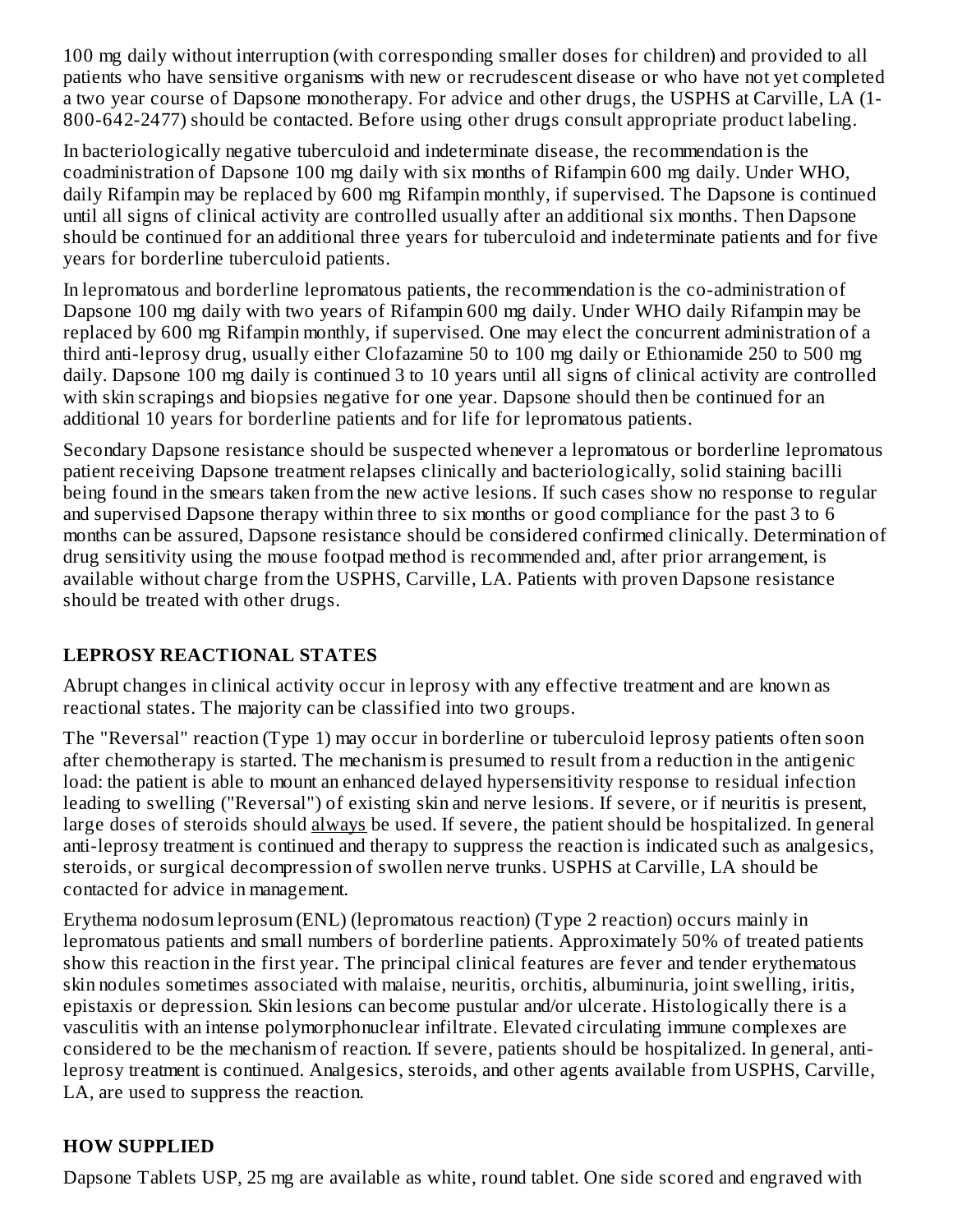100 mg daily without interruption (with corresponding smaller doses for children) and provided to all patients who have sensitive organisms with new or recrudescent disease or who have not yet completed a two year course of Dapsone monotherapy. For advice and other drugs, the USPHS at Carville, LA (1-800-642-2477) should be contacted. Before using other drugs consult appropriate product labeling.

In bacteriologically negative tuberculoid and indeterminate disease, the recommendation is the coadministration of Dapsone 100 mg daily with six months of Rifampin 600 mg daily. Under WHO, daily Rifampin may be replaced by 600 mg Rifampin monthly, if supervised. The Dapsone is continued until all signs of clinical activity are controlled usually after an additional six months. Then Dapsone should be continued for an additional three years for tuberculoid and indeterminate patients and for five years for borderline tuberculoid patients.

In lepromatous and borderline lepromatous patients, the recommendation is the co-administration of Dapsone 100 mg daily with two years of Rifampin 600 mg daily. Under WHO daily Rifampin may be replaced by 600 mg Rifampin monthly, if supervised. One may elect the concurrent administration of a third anti-leprosy drug, usually either Clofazamine 50 to 100 mg daily or Ethionamide 250 to 500 mg daily. Dapsone 100 mg daily is continued 3 to 10 years until all signs of clinical activity are controlled with skin scrapings and biopsies negative for one year. Dapsone should then be continued for an additional 10 years for borderline patients and for life for lepromatous patients.

Secondary Dapsone resistance should be suspected whenever a lepromatous or borderline lepromatous patient receiving Dapsone treatment relapses clinically and bacteriologically, solid staining bacilli being found in the smears taken from the new active lesions. If such cases show no response to regular and supervised Dapsone therapy within three to six months or good compliance for the past 3 to 6 months can be assured, Dapsone resistance should be considered confirmed clinically. Determination of drug sensitivity using the mouse footpad method is recommended and, after prior arrangement, is available without charge from the USPHS, Carville, LA. Patients with proven Dapsone resistance should be treated with other drugs.

## LEPROSY REACTIONAL STATES

Abrupt changes in clinical activity occur in leprosy with any effective treatment and are known as reactional states. The majority can be classified into two groups.

The "Reversal" reaction (Type 1) may occur in borderline or tuberculoid leprosy patients often soon after chemotherapy is started. The mechanism is presumed to result from a reduction in the antigenic load: the patient is able to mount an enhanced delayed hypersensitivity response to residual infection leading to swelling ("Reversal") of existing skin and nerve lesions. If severe, or if neuritis is present, large doses of steroids should always be used. If severe, the patient should be hospitalized. In general anti-leprosy treatment is continued and therapy to suppress the reaction is indicated such as analgesics, steroids, or surgical decompression of swollen nerve trunks. USPHS at Carville, LA should be contacted for advice in management.

Erythema nodosum leprosum (ENL) (lepromatous reaction) (Type 2 reaction) occurs mainly in lepromatous patients and small numbers of borderline patients. Approximately 50% of treated patients show this reaction in the first year. The principal clinical features are fever and tender erythematous skin nodules sometimes associated with malaise, neuritis, orchitis, albuminuria, joint swelling, iritis, epistaxis or depression. Skin lesions can become pustular and/or ulcerate. Histologically there is a vasculitis with an intense polymorphonuclear infiltrate. Elevated circulating immune complexes are considered to be the mechanism of reaction. If severe, patients should be hospitalized. In general, anti-leprosy treatment is continued. Analgesics, steroids, and other agents available from USPHS, Carville, LA, are used to suppress the reaction.

## HOW SUPPLIED

Dapsone Tablets USP, 25 mg are available as white, round tablet. One side scored and engraved with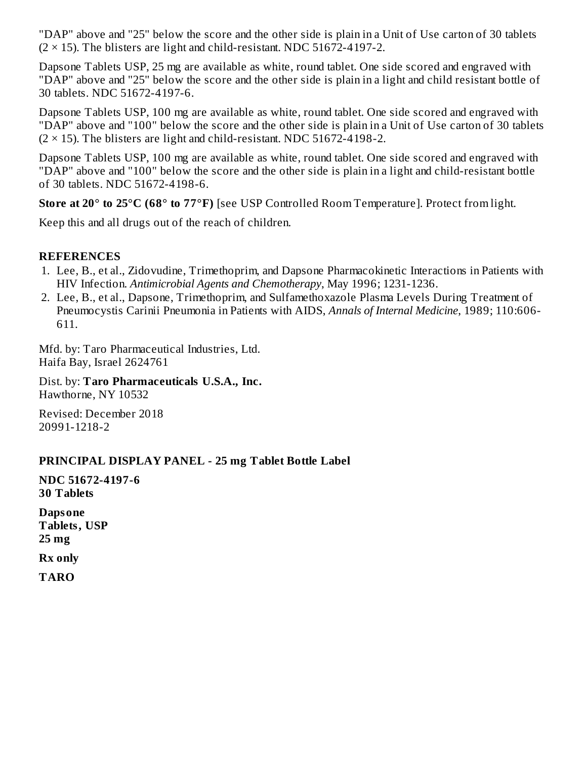"DAP" above and "25" below the score and the other side is plain in a Unit of Use carton of 30 tablets (2 × 15). The blisters are light and child-resistant. NDC 51672-4197-2.

Dapsone Tablets USP, 25 mg are available as white, round tablet. One side scored and engraved with "DAP" above and "25" below the score and the other side is plain in a light and child resistant bottle of 30 tablets. NDC 51672-4197-6.

Dapsone Tablets USP, 100 mg are available as white, round tablet. One side scored and engraved with "DAP" above and "100" below the score and the other side is plain in a Unit of Use carton of 30 tablets (2 × 15). The blisters are light and child-resistant. NDC 51672-4198-2.

Dapsone Tablets USP, 100 mg are available as white, round tablet. One side scored and engraved with "DAP" above and "100" below the score and the other side is plain in a light and child-resistant bottle of 30 tablets. NDC 51672-4198-6.

**Store at 20° to 25°C (68° to 77°F)** [see USP Controlled Room Temperature]. Protect from light.

Keep this and all drugs out of the reach of children.

## REFERENCES

1. Lee, B., et al., Zidovudine, Trimethoprim, and Dapsone Pharmacokinetic Interactions in Patients with HIV Infection. *Antimicrobial Agents and Chemotherapy*, May 1996; 1231-1236.
2. Lee, B., et al., Dapsone, Trimethoprim, and Sulfamethoxazole Plasma Levels During Treatment of Pneumocystis Carinii Pneumonia in Patients with AIDS, *Annals of Internal Medicine*, 1989; 110:606-611.

Mfd. by: Taro Pharmaceutical Industries, Ltd.
Haifa Bay, Israel 2624761

Dist. by: **Taro Pharmaceuticals U.S.A., Inc.**
Hawthorne, NY 10532

Revised: December 2018
20991-1218-2

## PRINCIPAL DISPLAY PANEL - 25 mg Tablet Bottle Label

**NDC 51672-4197-6**
**30 Tablets**

**Dapsone**
**Tablets, USP**
**25 mg**

**Rx only**

**TARO**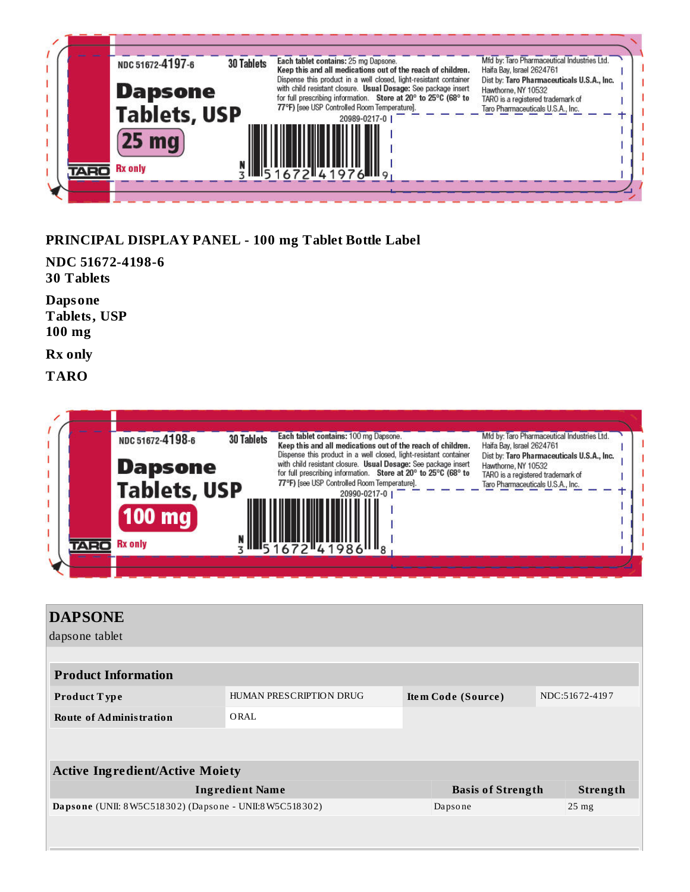NDC 51672-4197-6    30 Tablets

**Dapsone Tablets, USP**

**25 mg**

TARO    Rx only

**Each tablet contains:** 25 mg Dapsone.
**Keep this and all medications out of the reach of children.**
Dispense this product in a well closed, light-resistant container with child resistant closure. **Usual Dosage:** See package insert for full prescribing information. **Store at 20° to 25°C (68° to 77°F)** [see USP Controlled Room Temperature].

20989-0217-0

N 3 51672 41976 9

Mfd by: Taro Pharmaceutical Industries Ltd.
Haifa Bay, Israel 2624761
Dist by: **Taro Pharmaceuticals U.S.A., Inc.**
Hawthorne, NY 10532
TARO is a registered trademark of Taro Pharmaceuticals U.S.A., Inc.

**PRINCIPAL DISPLAY PANEL - 100 mg Tablet Bottle Label**

**NDC 51672-4198-6**
**30 Tablets**

**Dapsone**
**Tablets, USP**
**100 mg**

**Rx only**

**TARO**

NDC 51672-4198-6    30 Tablets

**Dapsone Tablets, USP**

**100 mg**

TARO    Rx only

**Each tablet contains:** 100 mg Dapsone.
**Keep this and all medications out of the reach of children.**
Dispense this product in a well closed, light-resistant container with child resistant closure. **Usual Dosage:** See package insert for full prescribing information. **Store at 20° to 25°C (68° to 77°F)** [see USP Controlled Room Temperature].

20990-0217-0

N 3 51672 41986 8

Mfd by: Taro Pharmaceutical Industries Ltd.
Haifa Bay, Israel 2624761
Dist by: **Taro Pharmaceuticals U.S.A., Inc.**
Hawthorne, NY 10532
TARO is a registered trademark of Taro Pharmaceuticals U.S.A., Inc.

## DAPSONE

dapsone tablet

| **Product Information** | | | |
|---|---|---|---|
| **Product Type** | HUMAN PRESCRIPTION DRUG | **Item Code (Source)** | NDC:51672-4197 |
| **Route of Administration** | ORAL | | |

| **Active Ingredient/Active Moiety** | | |
|---|---|---|
| **Ingredient Name** | **Basis of Strength** | **Strength** |
| **Dapsone** (UNII: 8W5C518302) (Dapsone - UNII:8W5C518302) | Dapsone | 25 mg |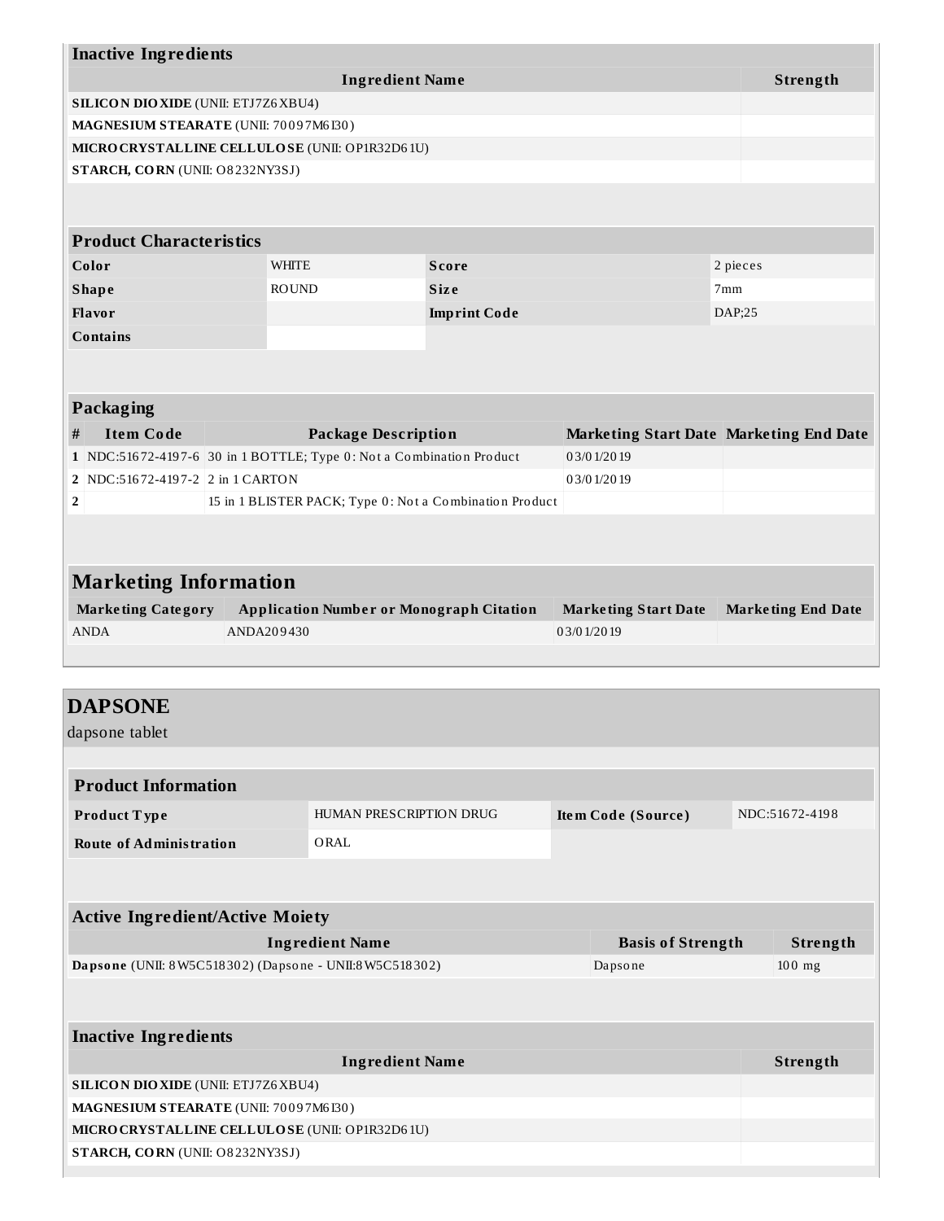| Inactive Ingredients | |
|---|---|
| **Ingredient Name** | **Strength** |
| **SILICON DIOXIDE** (UNII: ETJ7Z6XBU4) | |
| **MAGNESIUM STEARATE** (UNII: 70097M6I30) | |
| **MICROCRYSTALLINE CELLULOSE** (UNII: OP1R32D61U) | |
| **STARCH, CORN** (UNII: O8232NY3SJ) | |

| Product Characteristics | | | |
|---|---|---|---|
| **Color** | WHITE | **Score** | 2 pieces |
| **Shape** | ROUND | **Size** | 7mm |
| **Flavor** | | **Imprint Code** | DAP;25 |
| **Contains** | | | |

| Packaging | | | | |
|---|---|---|---|---|
| **#** | **Item Code** | **Package Description** | **Marketing Start Date** | **Marketing End Date** |
| **1** | NDC:51672-4197-6 | 30 in 1 BOTTLE; Type 0: Not a Combination Product | 03/01/2019 | |
| **2** | NDC:51672-4197-2 | 2 in 1 CARTON | 03/01/2019 | |
| **2** | | 15 in 1 BLISTER PACK; Type 0: Not a Combination Product | | |

| Marketing Information | | | |
|---|---|---|---|
| **Marketing Category** | **Application Number or Monograph Citation** | **Marketing Start Date** | **Marketing End Date** |
| ANDA | ANDA209430 | 03/01/2019 | |

## DAPSONE

dapsone tablet

| Product Information | | | |
|---|---|---|---|
| **Product Type** | HUMAN PRESCRIPTION DRUG | **Item Code (Source)** | NDC:51672-4198 |
| **Route of Administration** | ORAL | | |

| Active Ingredient/Active Moiety | | |
|---|---|---|
| **Ingredient Name** | **Basis of Strength** | **Strength** |
| **Dapsone** (UNII: 8W5C518302) (Dapsone - UNII:8W5C518302) | Dapsone | 100 mg |

| Inactive Ingredients | |
|---|---|
| **Ingredient Name** | **Strength** |
| **SILICON DIOXIDE** (UNII: ETJ7Z6XBU4) | |
| **MAGNESIUM STEARATE** (UNII: 70097M6I30) | |
| **MICROCRYSTALLINE CELLULOSE** (UNII: OP1R32D61U) | |
| **STARCH, CORN** (UNII: O8232NY3SJ) | |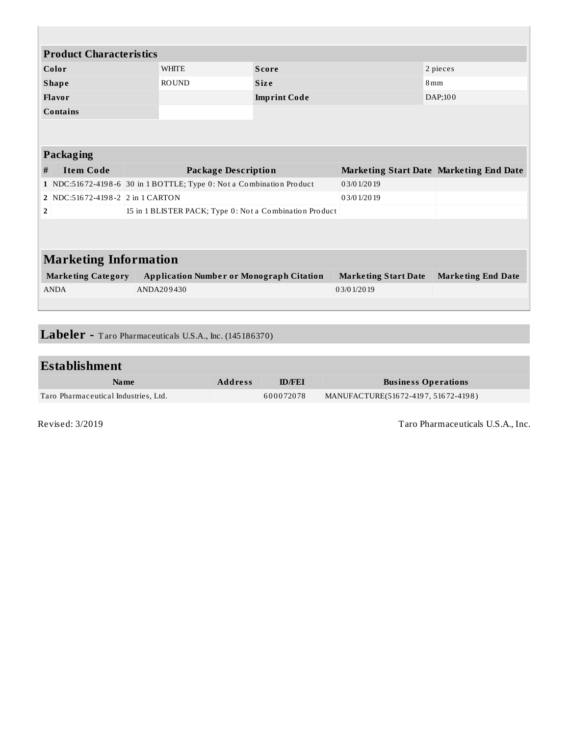| Product Characteristics | | | |
|---|---|---|---|
| **Color** | WHITE | **Score** | 2 pieces |
| **Shape** | ROUND | **Size** | 8mm |
| **Flavor** | | **Imprint Code** | DAP;100 |
| **Contains** | | | |

| Packaging | | | | |
|---|---|---|---|---|
| **#** | **Item Code** | **Package Description** | **Marketing Start Date** | **Marketing End Date** |
| 1 | NDC:51672-4198-6 | 30 in 1 BOTTLE; Type 0: Not a Combination Product | 03/01/2019 | |
| 2 | NDC:51672-4198-2 | 2 in 1 CARTON | 03/01/2019 | |
| 2 | | 15 in 1 BLISTER PACK; Type 0: Not a Combination Product | | |

| Marketing Information | | | |
|---|---|---|---|
| **Marketing Category** | **Application Number or Monograph Citation** | **Marketing Start Date** | **Marketing End Date** |
| ANDA | ANDA209430 | 03/01/2019 | |

## Labeler - Taro Pharmaceuticals U.S.A., Inc. (145186370)

## Establishment

| Name | Address | ID/FEI | Business Operations |
|---|---|---|---|
| Taro Pharmaceutical Industries, Ltd. | | 600072078 | MANUFACTURE(51672-4197, 51672-4198) |

Revised: 3/2019

Taro Pharmaceuticals U.S.A., Inc.